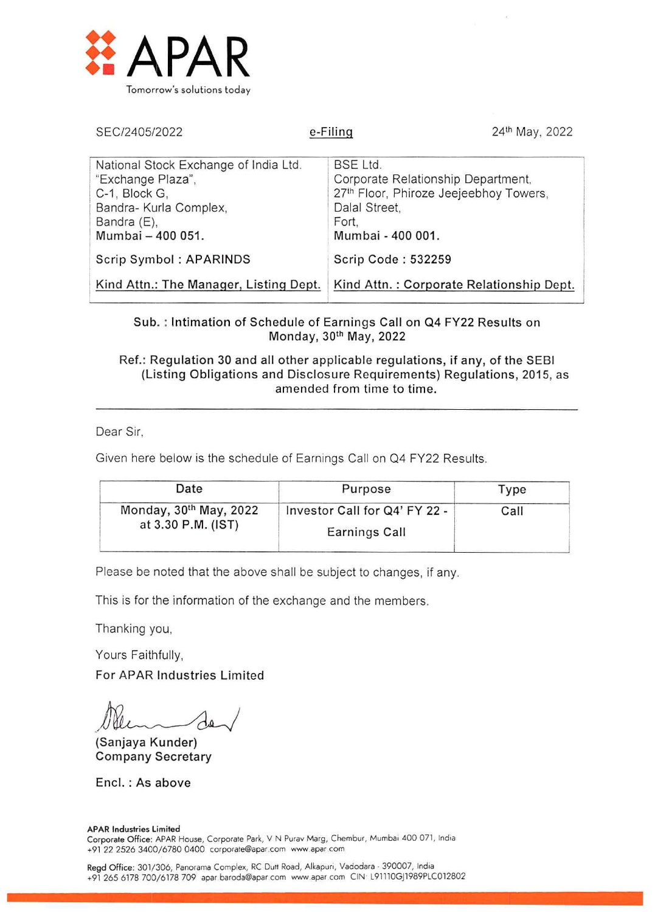APAR

Tomorrow's solutions today

SEC/2405/2022 | e-Filing | 24th May, 2022

| National Stock Exchange of India Ltd.<br>"Exchange Plaza",<br>C-1, Block G,<br>Bandra- Kurla Complex,<br>Bandra (E),<br>Mumbai – 400 051. | BSE Ltd.<br>Corporate Relationship Department,<br>27th Floor, Phiroze Jeejeebhoy Towers,<br>Dalal Street,<br>Fort,<br>Mumbai - 400 001. |
|---|---|
| Scrip Symbol : APARINDS | Scrip Code : 532259 |
| Kind Attn.: The Manager, Listing Dept. | Kind Attn. : Corporate Relationship Dept. |

**Sub. : Intimation of Schedule of Earnings Call on Q4 FY22 Results on Monday, 30th May, 2022**

**Ref.: Regulation 30 and all other applicable regulations, if any, of the SEBI (Listing Obligations and Disclosure Requirements) Regulations, 2015, as amended from time to time.**

---

Dear Sir,

Given here below is the schedule of Earnings Call on Q4 FY22 Results.

| Date | Purpose | Type |
|---|---|---|
| Monday, 30th May, 2022 at 3.30 P.M. (IST) | Investor Call for Q4' FY 22 - Earnings Call | Call |

Please be noted that the above shall be subject to changes, if any.

This is for the information of the exchange and the members.

Thanking you,

Yours Faithfully,

For APAR Industries Limited

(Sanjaya Kunder)
Company Secretary

Encl. : As above

**APAR Industries Limited**
Corporate Office: APAR House, Corporate Park, V N Purav Marg, Chembur, Mumbai 400 071, India
+91 22 2526 3400/6780 0400 corporate@apar.com www.apar.com

Regd Office: 301/306, Panorama Complex, RC Dutt Road, Alkapuri, Vadodara - 390007, India
+91 265 6178 700/6178 709 apar.baroda@apar.com www.apar.com CIN: L91110GJ1989PLC012802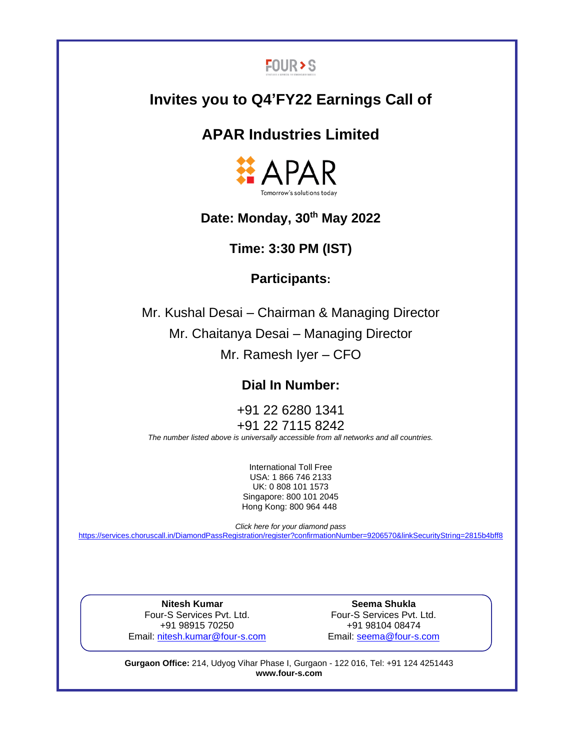FOUR > S

# Invites you to Q4'FY22 Earnings Call of

# APAR Industries Limited

APAR

Tomorrow's solutions today

## Date: Monday, 30th May 2022

## Time: 3:30 PM (IST)

## Participants:

Mr. Kushal Desai – Chairman & Managing Director

Mr. Chaitanya Desai – Managing Director

Mr. Ramesh Iyer – CFO

## Dial In Number:

+91 22 6280 1341

+91 22 7115 8242

*The number listed above is universally accessible from all networks and all countries.*

International Toll Free
USA: 1 866 746 2133
UK: 0 808 101 1573
Singapore: 800 101 2045
Hong Kong: 800 964 448

*Click here for your diamond pass*

https://services.choruscall.in/DiamondPassRegistration/register?confirmationNumber=9206570&linkSecurityString=2815b4bff8

**Nitesh Kumar**
Four-S Services Pvt. Ltd.
+91 98915 70250
Email: nitesh.kumar@four-s.com

**Seema Shukla**
Four-S Services Pvt. Ltd.
+91 98104 08474
Email: seema@four-s.com

**Gurgaon Office:** 214, Udyog Vihar Phase I, Gurgaon - 122 016, Tel: +91 124 4251443
**www.four-s.com**